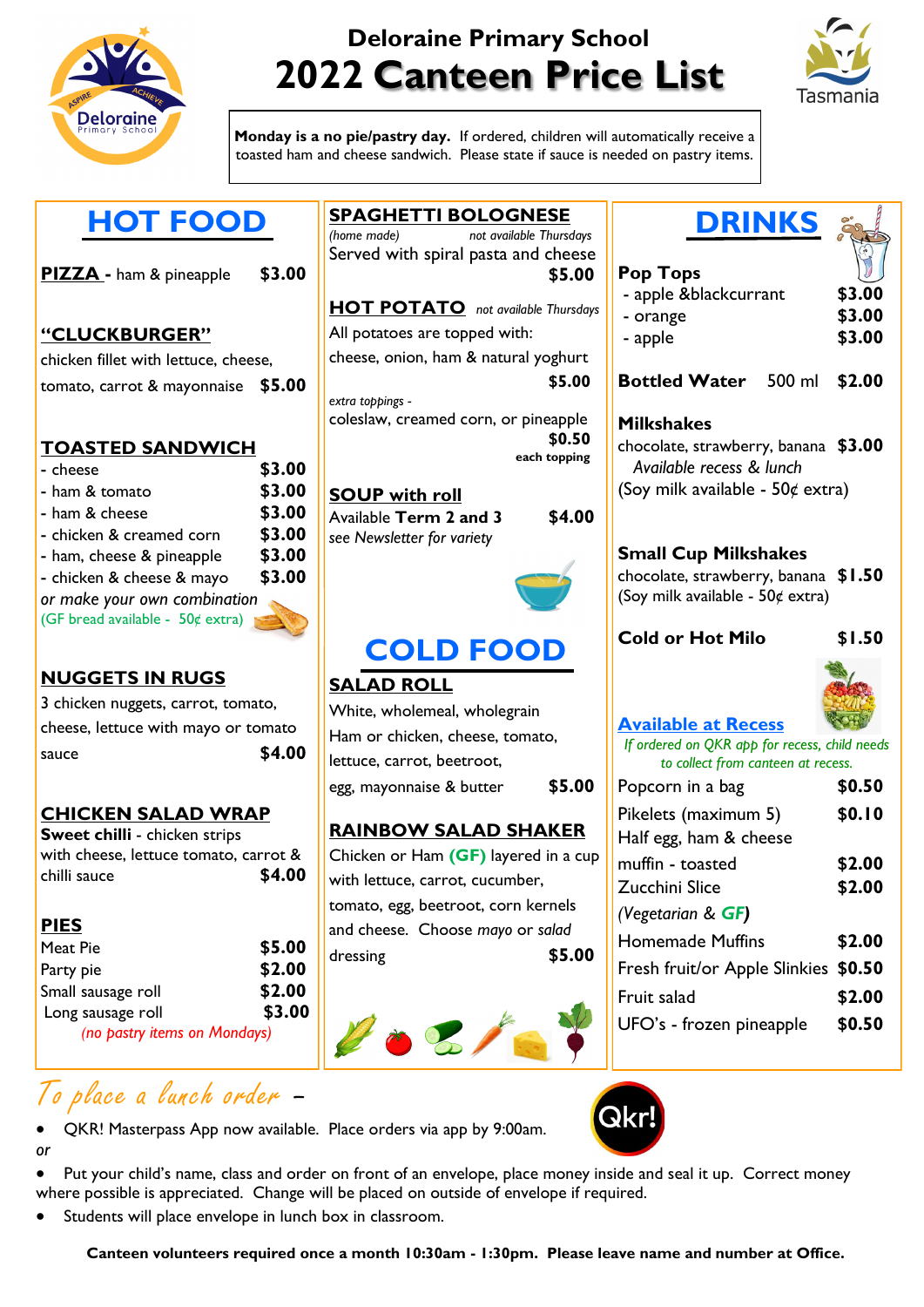# Deloraine Primary School
# 2022 Canteen Price List

**Monday is a no pie/pastry day.** If ordered, children will automatically receive a toasted ham and cheese sandwich. Please state if sauce is needed on pastry items.

## HOT FOOD

**PIZZA** - ham & pineapple **$3.00**

**"CLUCKBURGER"**
chicken fillet with lettuce, cheese, tomato, carrot & mayonnaise **$5.00**

**TOASTED SANDWICH**

| | |
|---|---|
| - cheese | $3.00 |
| - ham & tomato | $3.00 |
| - ham & cheese | $3.00 |
| - chicken & creamed corn | $3.00 |
| - ham, cheese & pineapple | $3.00 |
| - chicken & cheese & mayo | $3.00 |

*or make your own combination*
(GF bread available - 50¢ extra)

**NUGGETS IN RUGS**
3 chicken nuggets, carrot, tomato, cheese, lettuce with mayo or tomato sauce **$4.00**

**CHICKEN SALAD WRAP**
**Sweet chilli** - chicken strips with cheese, lettuce tomato, carrot & chilli sauce **$4.00**

**PIES**

| | |
|---|---|
| Meat Pie | $5.00 |
| Party pie | $2.00 |
| Small sausage roll | $2.00 |
| Long sausage roll | $3.00 |

*(no pastry items on Mondays)*

**SPAGHETTI BOLOGNESE**
*(home made)* *not available Thursdays*
Served with spiral pasta and cheese **$5.00**

**HOT POTATO** *not available Thursdays*
All potatoes are topped with: cheese, onion, ham & natural yoghurt **$5.00**
*extra toppings -*
coleslaw, creamed corn, or pineapple **$0.50** each topping

**SOUP with roll**
Available **Term 2 and 3** **$4.00**
*see Newsletter for variety*

## COLD FOOD

**SALAD ROLL**
White, wholemeal, wholegrain
Ham or chicken, cheese, tomato, lettuce, carrot, beetroot, egg, mayonnaise & butter **$5.00**

**RAINBOW SALAD SHAKER**
Chicken or Ham **(GF)** layered in a cup with lettuce, carrot, cucumber, tomato, egg, beetroot, corn kernels and cheese. Choose *mayo* or *salad* dressing **$5.00**

## DRINKS

**Pop Tops**

| | |
|---|---|
| - apple &blackcurrant | $3.00 |
| - orange | $3.00 |
| - apple | $3.00 |

**Bottled Water** 500 ml **$2.00**

**Milkshakes**
chocolate, strawberry, banana **$3.00**
*Available recess & lunch*
(Soy milk available - 50¢ extra)

**Small Cup Milkshakes**
chocolate, strawberry, banana **$1.50**
(Soy milk available - 50¢ extra)

**Cold or Hot Milo** **$1.50**

**Available at Recess**
*If ordered on QKR app for recess, child needs to collect from canteen at recess.*

| | |
|---|---|
| Popcorn in a bag | $0.50 |
| Pikelets (maximum 5) | $0.10 |
| Half egg, ham & cheese muffin - toasted | $2.00 |
| Zucchini Slice *(Vegetarian & GF)* | $2.00 |
| Homemade Muffins | $2.00 |
| Fresh fruit/or Apple Slinkies | $0.50 |
| Fruit salad | $2.00 |
| UFO's - frozen pineapple | $0.50 |

*To place a lunch order* –

- QKR! Masterpass App now available. Place orders via app by 9:00am.

*or*

- Put your child's name, class and order on front of an envelope, place money inside and seal it up. Correct money where possible is appreciated. Change will be placed on outside of envelope if required.
- Students will place envelope in lunch box in classroom.

**Canteen volunteers required once a month 10:30am - 1:30pm. Please leave name and number at Office.**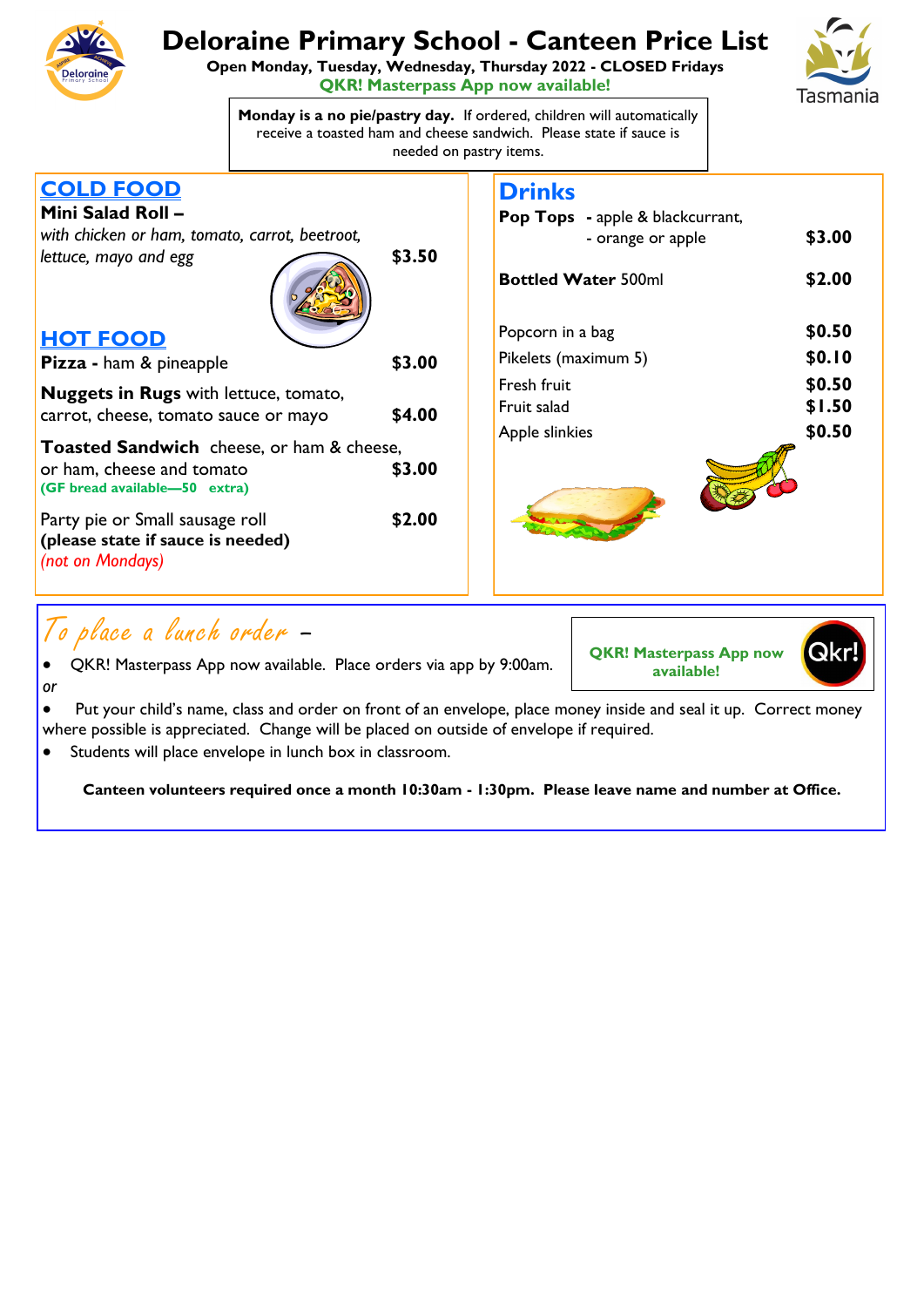# Deloraine Primary School - Canteen Price List

**Open Monday, Tuesday, Wednesday, Thursday 2022 - CLOSED Fridays**

**QKR! Masterpass App now available!**

**Monday is a no pie/pastry day.** If ordered, children will automatically receive a toasted ham and cheese sandwich. Please state if sauce is needed on pastry items.

## COLD FOOD

**Mini Salad Roll –** *with chicken or ham, tomato, carrot, beetroot, lettuce, mayo and egg* — **$3.50**

## HOT FOOD

**Pizza -** ham & pineapple — **$3.00**

**Nuggets in Rugs** with lettuce, tomato, carrot, cheese, tomato sauce or mayo — **$4.00**

**Toasted Sandwich** cheese, or ham & cheese, or ham, cheese and tomato — **$3.00**
**(GF bread available—50 extra)**

Party pie or Small sausage roll — **$2.00**
**(please state if sauce is needed)**
*(not on Mondays)*

## Drinks

**Pop Tops** - apple & blackcurrant, - orange or apple — **$3.00**

**Bottled Water** 500ml — **$2.00**

| | |
|---|---|
| Popcorn in a bag | **$0.50** |
| Pikelets (maximum 5) | **$0.10** |
| Fresh fruit | **$0.50** |
| Fruit salad | **$1.50** |
| Apple slinkies | **$0.50** |

## *To place a lunch order –*

- QKR! Masterpass App now available. Place orders via app by 9:00am.

*or*

- Put your child's name, class and order on front of an envelope, place money inside and seal it up. Correct money where possible is appreciated. Change will be placed on outside of envelope if required.
- Students will place envelope in lunch box in classroom.

**QKR! Masterpass App now available!**

**Canteen volunteers required once a month 10:30am - 1:30pm. Please leave name and number at Office.**